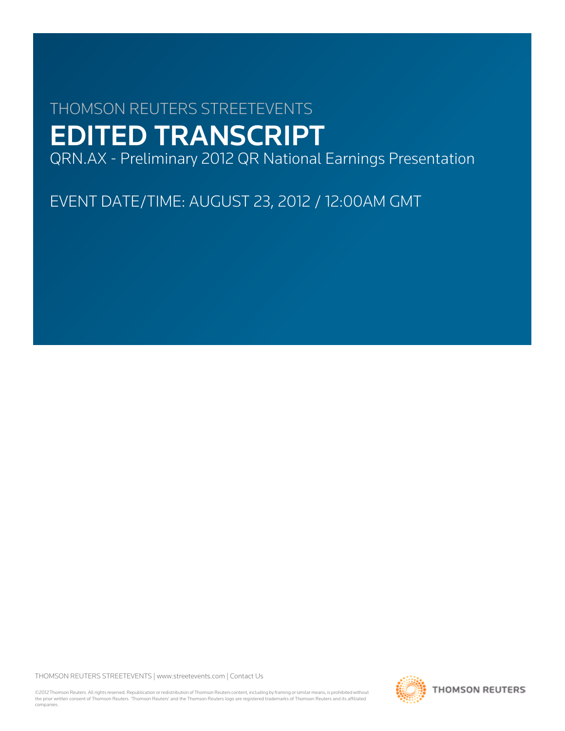THOMSON REUTERS STREETEVENTS

# EDITED TRANSCRIPT

QRN.AX - Preliminary 2012 QR National Earnings Presentation

EVENT DATE/TIME: AUGUST 23, 2012 / 12:00AM GMT

THOMSON REUTERS STREETEVENTS | www.streetevents.com | Contact Us

©2012 Thomson Reuters. All rights reserved. Republication or redistribution of Thomson Reuters content, including by framing or similar means, is prohibited without the prior written consent of Thomson Reuters. 'Thomson Reuters' and the Thomson Reuters logo are registered trademarks of Thomson Reuters and its affiliated companies.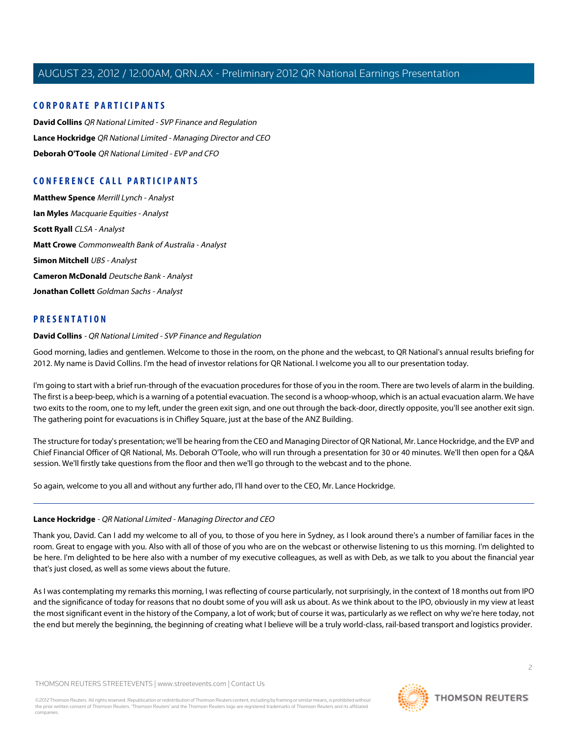## CORPORATE PARTICIPANTS

**David Collins** *QR National Limited - SVP Finance and Regulation*

**Lance Hockridge** *QR National Limited - Managing Director and CEO*

**Deborah O'Toole** *QR National Limited - EVP and CFO*

## CONFERENCE CALL PARTICIPANTS

**Matthew Spence** *Merrill Lynch - Analyst*

**Ian Myles** *Macquarie Equities - Analyst*

**Scott Ryall** *CLSA - Analyst*

**Matt Crowe** *Commonwealth Bank of Australia - Analyst*

**Simon Mitchell** *UBS - Analyst*

**Cameron McDonald** *Deutsche Bank - Analyst*

**Jonathan Collett** *Goldman Sachs - Analyst*

## PRESENTATION

**David Collins** *- QR National Limited - SVP Finance and Regulation*

Good morning, ladies and gentlemen. Welcome to those in the room, on the phone and the webcast, to QR National's annual results briefing for 2012. My name is David Collins. I'm the head of investor relations for QR National. I welcome you all to our presentation today.

I'm going to start with a brief run-through of the evacuation procedures for those of you in the room. There are two levels of alarm in the building. The first is a beep-beep, which is a warning of a potential evacuation. The second is a whoop-whoop, which is an actual evacuation alarm. We have two exits to the room, one to my left, under the green exit sign, and one out through the back-door, directly opposite, you'll see another exit sign. The gathering point for evacuations is in Chifley Square, just at the base of the ANZ Building.

The structure for today's presentation; we'll be hearing from the CEO and Managing Director of QR National, Mr. Lance Hockridge, and the EVP and Chief Financial Officer of QR National, Ms. Deborah O'Toole, who will run through a presentation for 30 or 40 minutes. We'll then open for a Q&A session. We'll firstly take questions from the floor and then we'll go through to the webcast and to the phone.

So again, welcome to you all and without any further ado, I'll hand over to the CEO, Mr. Lance Hockridge.

---

**Lance Hockridge** *- QR National Limited - Managing Director and CEO*

Thank you, David. Can I add my welcome to all of you, to those of you here in Sydney, as I look around there's a number of familiar faces in the room. Great to engage with you. Also with all of those of you who are on the webcast or otherwise listening to us this morning. I'm delighted to be here. I'm delighted to be here also with a number of my executive colleagues, as well as with Deb, as we talk to you about the financial year that's just closed, as well as some views about the future.

As I was contemplating my remarks this morning, I was reflecting of course particularly, not surprisingly, in the context of 18 months out from IPO and the significance of today for reasons that no doubt some of you will ask us about. As we think about to the IPO, obviously in my view at least the most significant event in the history of the Company, a lot of work; but of course it was, particularly as we reflect on why we're here today, not the end but merely the beginning, the beginning of creating what I believe will be a truly world-class, rail-based transport and logistics provider.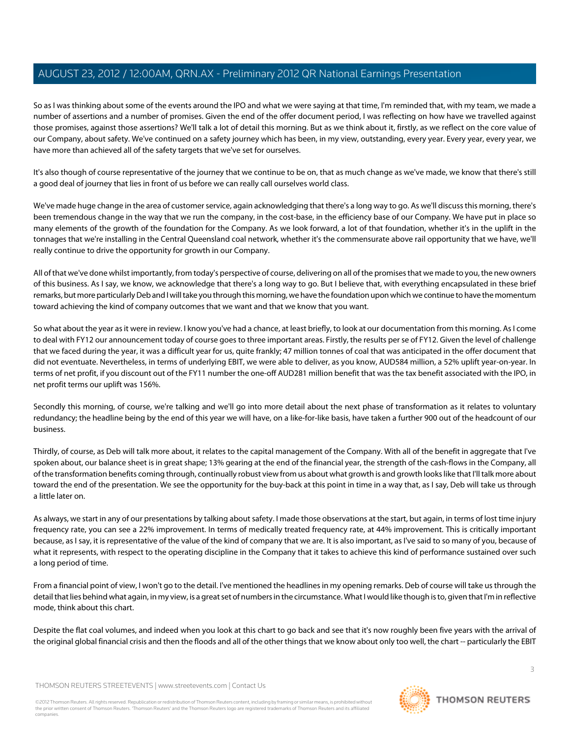So as I was thinking about some of the events around the IPO and what we were saying at that time, I'm reminded that, with my team, we made a number of assertions and a number of promises. Given the end of the offer document period, I was reflecting on how have we travelled against those promises, against those assertions? We'll talk a lot of detail this morning. But as we think about it, firstly, as we reflect on the core value of our Company, about safety. We've continued on a safety journey which has been, in my view, outstanding, every year. Every year, every year, we have more than achieved all of the safety targets that we've set for ourselves.

It's also though of course representative of the journey that we continue to be on, that as much change as we've made, we know that there's still a good deal of journey that lies in front of us before we can really call ourselves world class.

We've made huge change in the area of customer service, again acknowledging that there's a long way to go. As we'll discuss this morning, there's been tremendous change in the way that we run the company, in the cost-base, in the efficiency base of our Company. We have put in place so many elements of the growth of the foundation for the Company. As we look forward, a lot of that foundation, whether it's in the uplift in the tonnages that we're installing in the Central Queensland coal network, whether it's the commensurate above rail opportunity that we have, we'll really continue to drive the opportunity for growth in our Company.

All of that we've done whilst importantly, from today's perspective of course, delivering on all of the promises that we made to you, the new owners of this business. As I say, we know, we acknowledge that there's a long way to go. But I believe that, with everything encapsulated in these brief remarks, but more particularly Deb and I will take you through this morning, we have the foundation upon which we continue to have the momentum toward achieving the kind of company outcomes that we want and that we know that you want.

So what about the year as it were in review. I know you've had a chance, at least briefly, to look at our documentation from this morning. As I come to deal with FY12 our announcement today of course goes to three important areas. Firstly, the results per se of FY12. Given the level of challenge that we faced during the year, it was a difficult year for us, quite frankly; 47 million tonnes of coal that was anticipated in the offer document that did not eventuate. Nevertheless, in terms of underlying EBIT, we were able to deliver, as you know, AUD584 million, a 52% uplift year-on-year. In terms of net profit, if you discount out of the FY11 number the one-off AUD281 million benefit that was the tax benefit associated with the IPO, in net profit terms our uplift was 156%.

Secondly this morning, of course, we're talking and we'll go into more detail about the next phase of transformation as it relates to voluntary redundancy; the headline being by the end of this year we will have, on a like-for-like basis, have taken a further 900 out of the headcount of our business.

Thirdly, of course, as Deb will talk more about, it relates to the capital management of the Company. With all of the benefit in aggregate that I've spoken about, our balance sheet is in great shape; 13% gearing at the end of the financial year, the strength of the cash-flows in the Company, all of the transformation benefits coming through, continually robust view from us about what growth is and growth looks like that I'll talk more about toward the end of the presentation. We see the opportunity for the buy-back at this point in time in a way that, as I say, Deb will take us through a little later on.

As always, we start in any of our presentations by talking about safety. I made those observations at the start, but again, in terms of lost time injury frequency rate, you can see a 22% improvement. In terms of medically treated frequency rate, at 44% improvement. This is critically important because, as I say, it is representative of the value of the kind of company that we are. It is also important, as I've said to so many of you, because of what it represents, with respect to the operating discipline in the Company that it takes to achieve this kind of performance sustained over such a long period of time.

From a financial point of view, I won't go to the detail. I've mentioned the headlines in my opening remarks. Deb of course will take us through the detail that lies behind what again, in my view, is a great set of numbers in the circumstance. What I would like though is to, given that I'm in reflective mode, think about this chart.

Despite the flat coal volumes, and indeed when you look at this chart to go back and see that it's now roughly been five years with the arrival of the original global financial crisis and then the floods and all of the other things that we know about only too well, the chart -- particularly the EBIT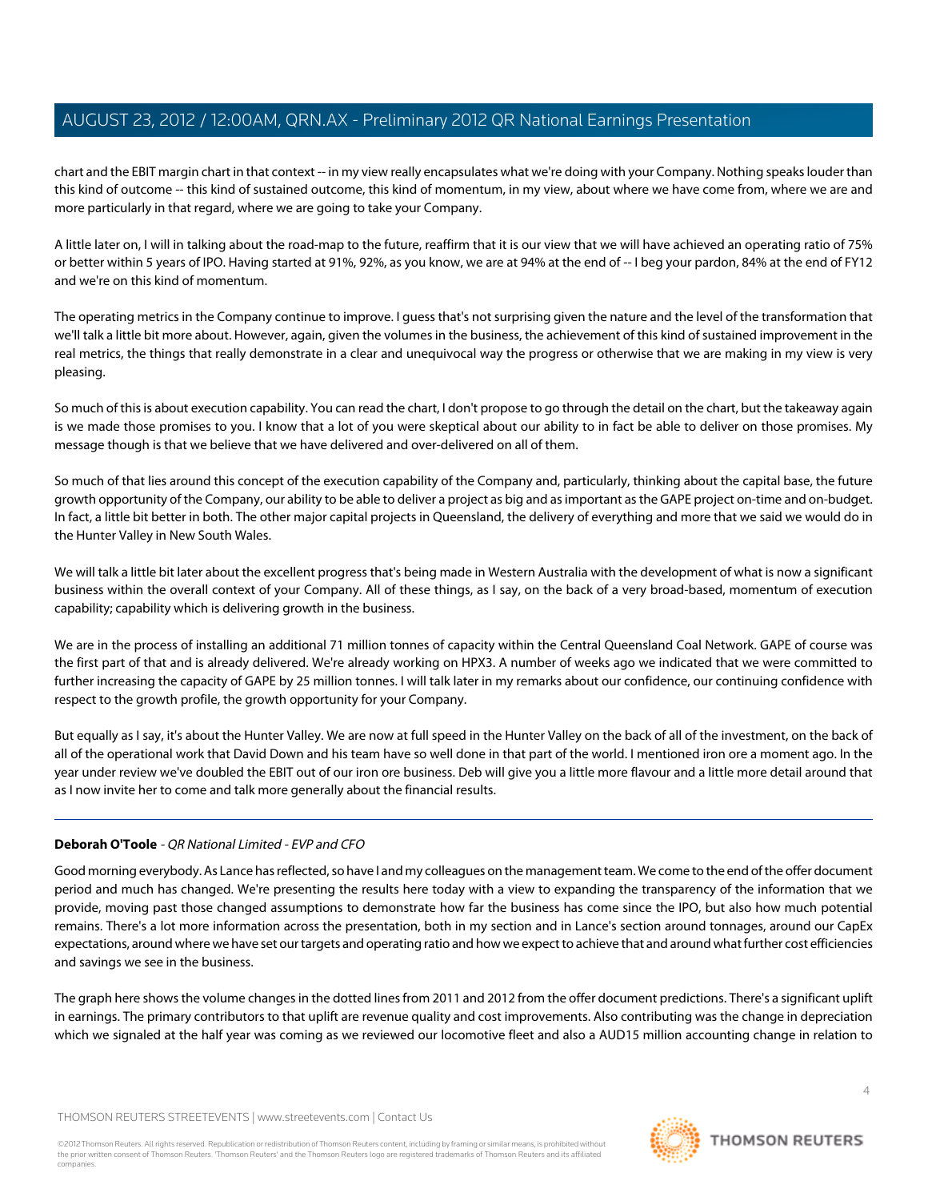chart and the EBIT margin chart in that context -- in my view really encapsulates what we're doing with your Company. Nothing speaks louder than this kind of outcome -- this kind of sustained outcome, this kind of momentum, in my view, about where we have come from, where we are and more particularly in that regard, where we are going to take your Company.

A little later on, I will in talking about the road-map to the future, reaffirm that it is our view that we will have achieved an operating ratio of 75% or better within 5 years of IPO. Having started at 91%, 92%, as you know, we are at 94% at the end of -- I beg your pardon, 84% at the end of FY12 and we're on this kind of momentum.

The operating metrics in the Company continue to improve. I guess that's not surprising given the nature and the level of the transformation that we'll talk a little bit more about. However, again, given the volumes in the business, the achievement of this kind of sustained improvement in the real metrics, the things that really demonstrate in a clear and unequivocal way the progress or otherwise that we are making in my view is very pleasing.

So much of this is about execution capability. You can read the chart, I don't propose to go through the detail on the chart, but the takeaway again is we made those promises to you. I know that a lot of you were skeptical about our ability to in fact be able to deliver on those promises. My message though is that we believe that we have delivered and over-delivered on all of them.

So much of that lies around this concept of the execution capability of the Company and, particularly, thinking about the capital base, the future growth opportunity of the Company, our ability to be able to deliver a project as big and as important as the GAPE project on-time and on-budget. In fact, a little bit better in both. The other major capital projects in Queensland, the delivery of everything and more that we said we would do in the Hunter Valley in New South Wales.

We will talk a little bit later about the excellent progress that's being made in Western Australia with the development of what is now a significant business within the overall context of your Company. All of these things, as I say, on the back of a very broad-based, momentum of execution capability; capability which is delivering growth in the business.

We are in the process of installing an additional 71 million tonnes of capacity within the Central Queensland Coal Network. GAPE of course was the first part of that and is already delivered. We're already working on HPX3. A number of weeks ago we indicated that we were committed to further increasing the capacity of GAPE by 25 million tonnes. I will talk later in my remarks about our confidence, our continuing confidence with respect to the growth profile, the growth opportunity for your Company.

But equally as I say, it's about the Hunter Valley. We are now at full speed in the Hunter Valley on the back of all of the investment, on the back of all of the operational work that David Down and his team have so well done in that part of the world. I mentioned iron ore a moment ago. In the year under review we've doubled the EBIT out of our iron ore business. Deb will give you a little more flavour and a little more detail around that as I now invite her to come and talk more generally about the financial results.

---

**Deborah O'Toole** - *QR National Limited - EVP and CFO*

Good morning everybody. As Lance has reflected, so have I and my colleagues on the management team. We come to the end of the offer document period and much has changed. We're presenting the results here today with a view to expanding the transparency of the information that we provide, moving past those changed assumptions to demonstrate how far the business has come since the IPO, but also how much potential remains. There's a lot more information across the presentation, both in my section and in Lance's section around tonnages, around our CapEx expectations, around where we have set our targets and operating ratio and how we expect to achieve that and around what further cost efficiencies and savings we see in the business.

The graph here shows the volume changes in the dotted lines from 2011 and 2012 from the offer document predictions. There's a significant uplift in earnings. The primary contributors to that uplift are revenue quality and cost improvements. Also contributing was the change in depreciation which we signaled at the half year was coming as we reviewed our locomotive fleet and also a AUD15 million accounting change in relation to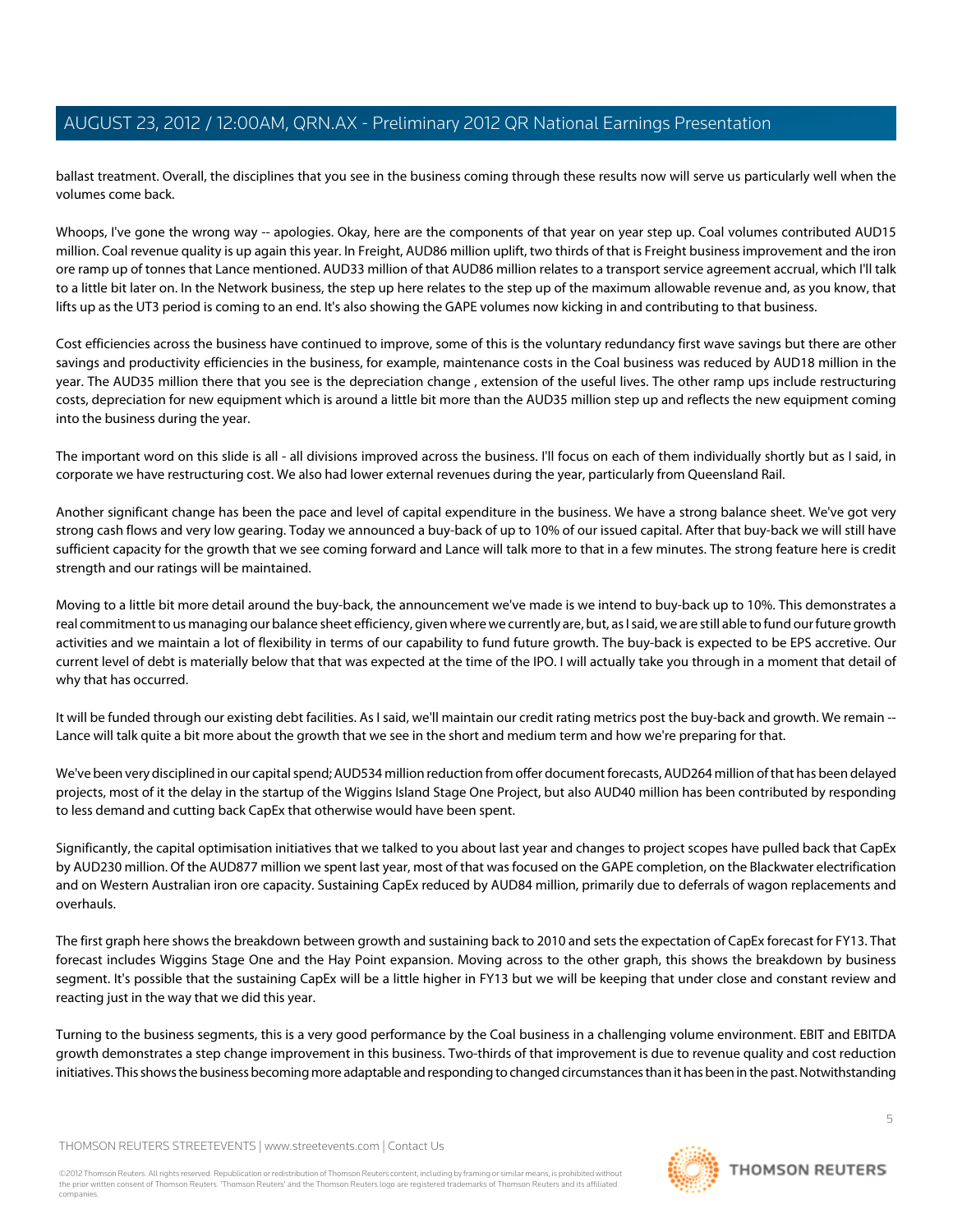ballast treatment. Overall, the disciplines that you see in the business coming through these results now will serve us particularly well when the volumes come back.

Whoops, I've gone the wrong way -- apologies. Okay, here are the components of that year on year step up. Coal volumes contributed AUD15 million. Coal revenue quality is up again this year. In Freight, AUD86 million uplift, two thirds of that is Freight business improvement and the iron ore ramp up of tonnes that Lance mentioned. AUD33 million of that AUD86 million relates to a transport service agreement accrual, which I'll talk to a little bit later on. In the Network business, the step up here relates to the step up of the maximum allowable revenue and, as you know, that lifts up as the UT3 period is coming to an end. It's also showing the GAPE volumes now kicking in and contributing to that business.

Cost efficiencies across the business have continued to improve, some of this is the voluntary redundancy first wave savings but there are other savings and productivity efficiencies in the business, for example, maintenance costs in the Coal business was reduced by AUD18 million in the year. The AUD35 million there that you see is the depreciation change , extension of the useful lives. The other ramp ups include restructuring costs, depreciation for new equipment which is around a little bit more than the AUD35 million step up and reflects the new equipment coming into the business during the year.

The important word on this slide is all - all divisions improved across the business. I'll focus on each of them individually shortly but as I said, in corporate we have restructuring cost. We also had lower external revenues during the year, particularly from Queensland Rail.

Another significant change has been the pace and level of capital expenditure in the business. We have a strong balance sheet. We've got very strong cash flows and very low gearing. Today we announced a buy-back of up to 10% of our issued capital. After that buy-back we will still have sufficient capacity for the growth that we see coming forward and Lance will talk more to that in a few minutes. The strong feature here is credit strength and our ratings will be maintained.

Moving to a little bit more detail around the buy-back, the announcement we've made is we intend to buy-back up to 10%. This demonstrates a real commitment to us managing our balance sheet efficiency, given where we currently are, but, as I said, we are still able to fund our future growth activities and we maintain a lot of flexibility in terms of our capability to fund future growth. The buy-back is expected to be EPS accretive. Our current level of debt is materially below that that was expected at the time of the IPO. I will actually take you through in a moment that detail of why that has occurred.

It will be funded through our existing debt facilities. As I said, we'll maintain our credit rating metrics post the buy-back and growth. We remain -- Lance will talk quite a bit more about the growth that we see in the short and medium term and how we're preparing for that.

We've been very disciplined in our capital spend; AUD534 million reduction from offer document forecasts, AUD264 million of that has been delayed projects, most of it the delay in the startup of the Wiggins Island Stage One Project, but also AUD40 million has been contributed by responding to less demand and cutting back CapEx that otherwise would have been spent.

Significantly, the capital optimisation initiatives that we talked to you about last year and changes to project scopes have pulled back that CapEx by AUD230 million. Of the AUD877 million we spent last year, most of that was focused on the GAPE completion, on the Blackwater electrification and on Western Australian iron ore capacity. Sustaining CapEx reduced by AUD84 million, primarily due to deferrals of wagon replacements and overhauls.

The first graph here shows the breakdown between growth and sustaining back to 2010 and sets the expectation of CapEx forecast for FY13. That forecast includes Wiggins Stage One and the Hay Point expansion. Moving across to the other graph, this shows the breakdown by business segment. It's possible that the sustaining CapEx will be a little higher in FY13 but we will be keeping that under close and constant review and reacting just in the way that we did this year.

Turning to the business segments, this is a very good performance by the Coal business in a challenging volume environment. EBIT and EBITDA growth demonstrates a step change improvement in this business. Two-thirds of that improvement is due to revenue quality and cost reduction initiatives. This shows the business becoming more adaptable and responding to changed circumstances than it has been in the past. Notwithstanding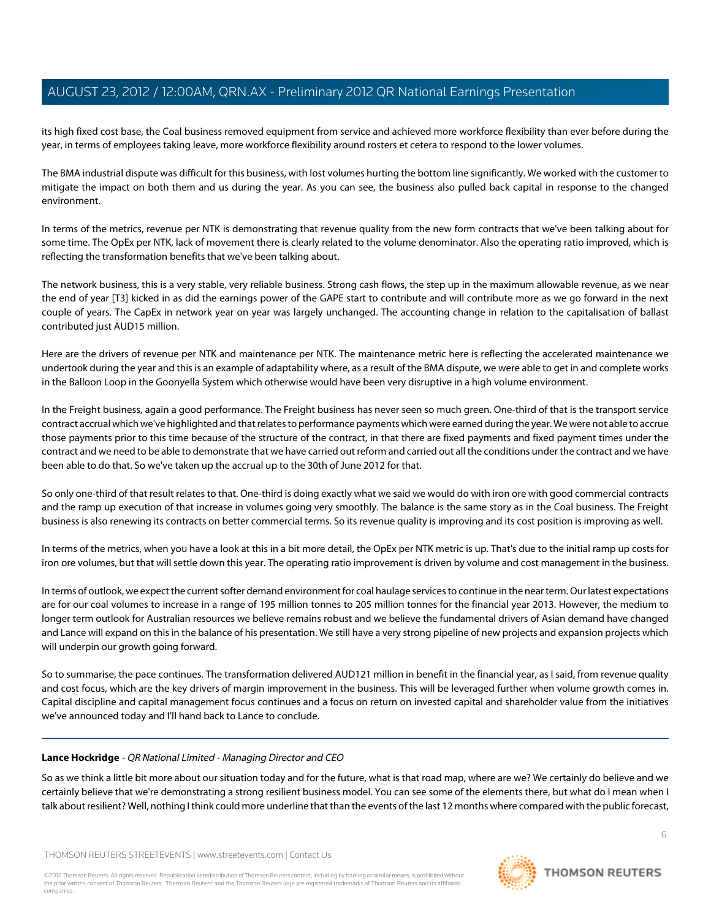its high fixed cost base, the Coal business removed equipment from service and achieved more workforce flexibility than ever before during the year, in terms of employees taking leave, more workforce flexibility around rosters et cetera to respond to the lower volumes.

The BMA industrial dispute was difficult for this business, with lost volumes hurting the bottom line significantly. We worked with the customer to mitigate the impact on both them and us during the year. As you can see, the business also pulled back capital in response to the changed environment.

In terms of the metrics, revenue per NTK is demonstrating that revenue quality from the new form contracts that we've been talking about for some time. The OpEx per NTK, lack of movement there is clearly related to the volume denominator. Also the operating ratio improved, which is reflecting the transformation benefits that we've been talking about.

The network business, this is a very stable, very reliable business. Strong cash flows, the step up in the maximum allowable revenue, as we near the end of year [T3] kicked in as did the earnings power of the GAPE start to contribute and will contribute more as we go forward in the next couple of years. The CapEx in network year on year was largely unchanged. The accounting change in relation to the capitalisation of ballast contributed just AUD15 million.

Here are the drivers of revenue per NTK and maintenance per NTK. The maintenance metric here is reflecting the accelerated maintenance we undertook during the year and this is an example of adaptability where, as a result of the BMA dispute, we were able to get in and complete works in the Balloon Loop in the Goonyella System which otherwise would have been very disruptive in a high volume environment.

In the Freight business, again a good performance. The Freight business has never seen so much green. One-third of that is the transport service contract accrual which we've highlighted and that relates to performance payments which were earned during the year. We were not able to accrue those payments prior to this time because of the structure of the contract, in that there are fixed payments and fixed payment times under the contract and we need to be able to demonstrate that we have carried out reform and carried out all the conditions under the contract and we have been able to do that. So we've taken up the accrual up to the 30th of June 2012 for that.

So only one-third of that result relates to that. One-third is doing exactly what we said we would do with iron ore with good commercial contracts and the ramp up execution of that increase in volumes going very smoothly. The balance is the same story as in the Coal business. The Freight business is also renewing its contracts on better commercial terms. So its revenue quality is improving and its cost position is improving as well.

In terms of the metrics, when you have a look at this in a bit more detail, the OpEx per NTK metric is up. That's due to the initial ramp up costs for iron ore volumes, but that will settle down this year. The operating ratio improvement is driven by volume and cost management in the business.

In terms of outlook, we expect the current softer demand environment for coal haulage services to continue in the near term. Our latest expectations are for our coal volumes to increase in a range of 195 million tonnes to 205 million tonnes for the financial year 2013. However, the medium to longer term outlook for Australian resources we believe remains robust and we believe the fundamental drivers of Asian demand have changed and Lance will expand on this in the balance of his presentation. We still have a very strong pipeline of new projects and expansion projects which will underpin our growth going forward.

So to summarise, the pace continues. The transformation delivered AUD121 million in benefit in the financial year, as I said, from revenue quality and cost focus, which are the key drivers of margin improvement in the business. This will be leveraged further when volume growth comes in. Capital discipline and capital management focus continues and a focus on return on invested capital and shareholder value from the initiatives we've announced today and I'll hand back to Lance to conclude.

---

**Lance Hockridge** - *QR National Limited - Managing Director and CEO*

So as we think a little bit more about our situation today and for the future, what is that road map, where are we? We certainly do believe and we certainly believe that we're demonstrating a strong resilient business model. You can see some of the elements there, but what do I mean when I talk about resilient? Well, nothing I think could more underline that than the events of the last 12 months where compared with the public forecast,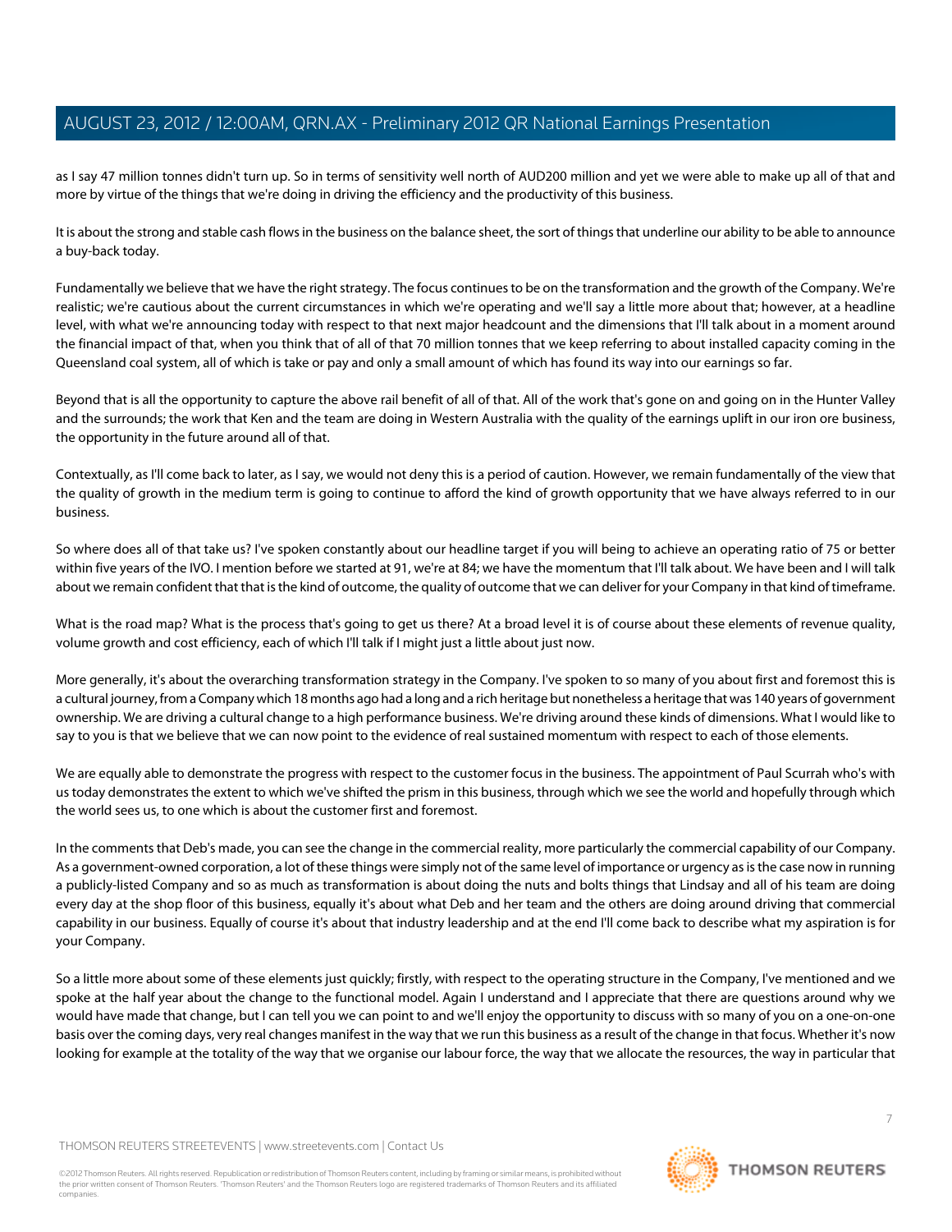as I say 47 million tonnes didn't turn up. So in terms of sensitivity well north of AUD200 million and yet we were able to make up all of that and more by virtue of the things that we're doing in driving the efficiency and the productivity of this business.

It is about the strong and stable cash flows in the business on the balance sheet, the sort of things that underline our ability to be able to announce a buy-back today.

Fundamentally we believe that we have the right strategy. The focus continues to be on the transformation and the growth of the Company. We're realistic; we're cautious about the current circumstances in which we're operating and we'll say a little more about that; however, at a headline level, with what we're announcing today with respect to that next major headcount and the dimensions that I'll talk about in a moment around the financial impact of that, when you think that of all of that 70 million tonnes that we keep referring to about installed capacity coming in the Queensland coal system, all of which is take or pay and only a small amount of which has found its way into our earnings so far.

Beyond that is all the opportunity to capture the above rail benefit of all of that. All of the work that's gone on and going on in the Hunter Valley and the surrounds; the work that Ken and the team are doing in Western Australia with the quality of the earnings uplift in our iron ore business, the opportunity in the future around all of that.

Contextually, as I'll come back to later, as I say, we would not deny this is a period of caution. However, we remain fundamentally of the view that the quality of growth in the medium term is going to continue to afford the kind of growth opportunity that we have always referred to in our business.

So where does all of that take us? I've spoken constantly about our headline target if you will being to achieve an operating ratio of 75 or better within five years of the IVO. I mention before we started at 91, we're at 84; we have the momentum that I'll talk about. We have been and I will talk about we remain confident that that is the kind of outcome, the quality of outcome that we can deliver for your Company in that kind of timeframe.

What is the road map? What is the process that's going to get us there? At a broad level it is of course about these elements of revenue quality, volume growth and cost efficiency, each of which I'll talk if I might just a little about just now.

More generally, it's about the overarching transformation strategy in the Company. I've spoken to so many of you about first and foremost this is a cultural journey, from a Company which 18 months ago had a long and a rich heritage but nonetheless a heritage that was 140 years of government ownership. We are driving a cultural change to a high performance business. We're driving around these kinds of dimensions. What I would like to say to you is that we believe that we can now point to the evidence of real sustained momentum with respect to each of those elements.

We are equally able to demonstrate the progress with respect to the customer focus in the business. The appointment of Paul Scurrah who's with us today demonstrates the extent to which we've shifted the prism in this business, through which we see the world and hopefully through which the world sees us, to one which is about the customer first and foremost.

In the comments that Deb's made, you can see the change in the commercial reality, more particularly the commercial capability of our Company. As a government-owned corporation, a lot of these things were simply not of the same level of importance or urgency as is the case now in running a publicly-listed Company and so as much as transformation is about doing the nuts and bolts things that Lindsay and all of his team are doing every day at the shop floor of this business, equally it's about what Deb and her team and the others are doing around driving that commercial capability in our business. Equally of course it's about that industry leadership and at the end I'll come back to describe what my aspiration is for your Company.

So a little more about some of these elements just quickly; firstly, with respect to the operating structure in the Company, I've mentioned and we spoke at the half year about the change to the functional model. Again I understand and I appreciate that there are questions around why we would have made that change, but I can tell you we can point to and we'll enjoy the opportunity to discuss with so many of you on a one-on-one basis over the coming days, very real changes manifest in the way that we run this business as a result of the change in that focus. Whether it's now looking for example at the totality of the way that we organise our labour force, the way that we allocate the resources, the way in particular that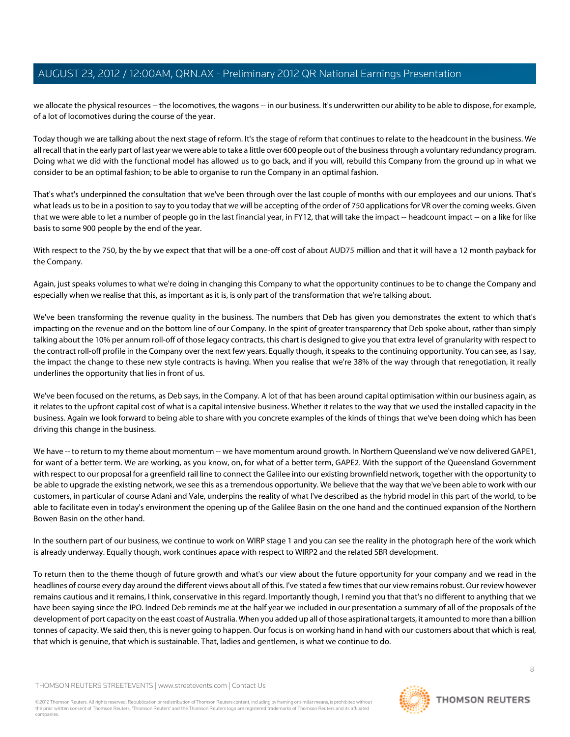we allocate the physical resources -- the locomotives, the wagons -- in our business. It's underwritten our ability to be able to dispose, for example, of a lot of locomotives during the course of the year.

Today though we are talking about the next stage of reform. It's the stage of reform that continues to relate to the headcount in the business. We all recall that in the early part of last year we were able to take a little over 600 people out of the business through a voluntary redundancy program. Doing what we did with the functional model has allowed us to go back, and if you will, rebuild this Company from the ground up in what we consider to be an optimal fashion; to be able to organise to run the Company in an optimal fashion.

That's what's underpinned the consultation that we've been through over the last couple of months with our employees and our unions. That's what leads us to be in a position to say to you today that we will be accepting of the order of 750 applications for VR over the coming weeks. Given that we were able to let a number of people go in the last financial year, in FY12, that will take the impact -- headcount impact -- on a like for like basis to some 900 people by the end of the year.

With respect to the 750, by the by we expect that that will be a one-off cost of about AUD75 million and that it will have a 12 month payback for the Company.

Again, just speaks volumes to what we're doing in changing this Company to what the opportunity continues to be to change the Company and especially when we realise that this, as important as it is, is only part of the transformation that we're talking about.

We've been transforming the revenue quality in the business. The numbers that Deb has given you demonstrates the extent to which that's impacting on the revenue and on the bottom line of our Company. In the spirit of greater transparency that Deb spoke about, rather than simply talking about the 10% per annum roll-off of those legacy contracts, this chart is designed to give you that extra level of granularity with respect to the contract roll-off profile in the Company over the next few years. Equally though, it speaks to the continuing opportunity. You can see, as I say, the impact the change to these new style contracts is having. When you realise that we're 38% of the way through that renegotiation, it really underlines the opportunity that lies in front of us.

We've been focused on the returns, as Deb says, in the Company. A lot of that has been around capital optimisation within our business again, as it relates to the upfront capital cost of what is a capital intensive business. Whether it relates to the way that we used the installed capacity in the business. Again we look forward to being able to share with you concrete examples of the kinds of things that we've been doing which has been driving this change in the business.

We have -- to return to my theme about momentum -- we have momentum around growth. In Northern Queensland we've now delivered GAPE1, for want of a better term. We are working, as you know, on, for what of a better term, GAPE2. With the support of the Queensland Government with respect to our proposal for a greenfield rail line to connect the Galilee into our existing brownfield network, together with the opportunity to be able to upgrade the existing network, we see this as a tremendous opportunity. We believe that the way that we've been able to work with our customers, in particular of course Adani and Vale, underpins the reality of what I've described as the hybrid model in this part of the world, to be able to facilitate even in today's environment the opening up of the Galilee Basin on the one hand and the continued expansion of the Northern Bowen Basin on the other hand.

In the southern part of our business, we continue to work on WIRP stage 1 and you can see the reality in the photograph here of the work which is already underway. Equally though, work continues apace with respect to WIRP2 and the related SBR development.

To return then to the theme though of future growth and what's our view about the future opportunity for your company and we read in the headlines of course every day around the different views about all of this. I've stated a few times that our view remains robust. Our review however remains cautious and it remains, I think, conservative in this regard. Importantly though, I remind you that that's no different to anything that we have been saying since the IPO. Indeed Deb reminds me at the half year we included in our presentation a summary of all of the proposals of the development of port capacity on the east coast of Australia. When you added up all of those aspirational targets, it amounted to more than a billion tonnes of capacity. We said then, this is never going to happen. Our focus is on working hand in hand with our customers about that which is real, that which is genuine, that which is sustainable. That, ladies and gentlemen, is what we continue to do.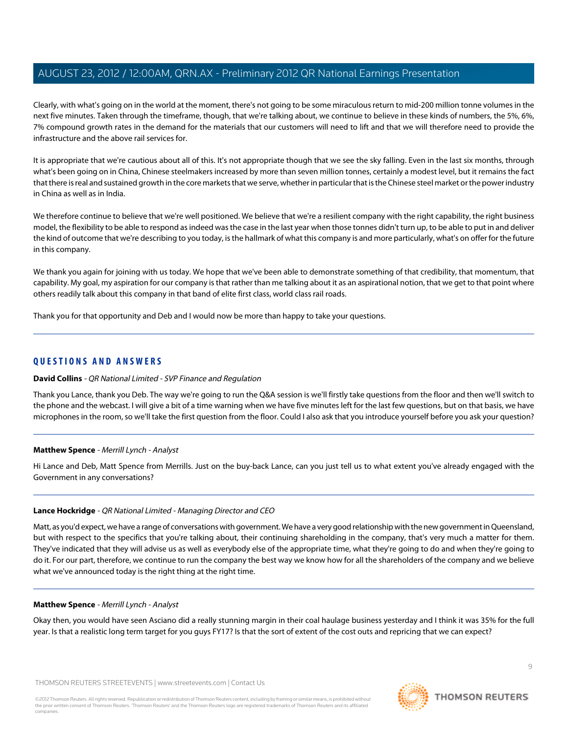Clearly, with what's going on in the world at the moment, there's not going to be some miraculous return to mid-200 million tonne volumes in the next five minutes. Taken through the timeframe, though, that we're talking about, we continue to believe in these kinds of numbers, the 5%, 6%, 7% compound growth rates in the demand for the materials that our customers will need to lift and that we will therefore need to provide the infrastructure and the above rail services for.

It is appropriate that we're cautious about all of this. It's not appropriate though that we see the sky falling. Even in the last six months, through what's been going on in China, Chinese steelmakers increased by more than seven million tonnes, certainly a modest level, but it remains the fact that there is real and sustained growth in the core markets that we serve, whether in particular that is the Chinese steel market or the power industry in China as well as in India.

We therefore continue to believe that we're well positioned. We believe that we're a resilient company with the right capability, the right business model, the flexibility to be able to respond as indeed was the case in the last year when those tonnes didn't turn up, to be able to put in and deliver the kind of outcome that we're describing to you today, is the hallmark of what this company is and more particularly, what's on offer for the future in this company.

We thank you again for joining with us today. We hope that we've been able to demonstrate something of that credibility, that momentum, that capability. My goal, my aspiration for our company is that rather than me talking about it as an aspirational notion, that we get to that point where others readily talk about this company in that band of elite first class, world class rail roads.

Thank you for that opportunity and Deb and I would now be more than happy to take your questions.

---

## QUESTIONS AND ANSWERS

**David Collins** - *QR National Limited - SVP Finance and Regulation*

Thank you Lance, thank you Deb. The way we're going to run the Q&A session is we'll firstly take questions from the floor and then we'll switch to the phone and the webcast. I will give a bit of a time warning when we have five minutes left for the last few questions, but on that basis, we have microphones in the room, so we'll take the first question from the floor. Could I also ask that you introduce yourself before you ask your question?

---

**Matthew Spence** - *Merrill Lynch - Analyst*

Hi Lance and Deb, Matt Spence from Merrills. Just on the buy-back Lance, can you just tell us to what extent you've already engaged with the Government in any conversations?

---

**Lance Hockridge** - *QR National Limited - Managing Director and CEO*

Matt, as you'd expect, we have a range of conversations with government. We have a very good relationship with the new government in Queensland, but with respect to the specifics that you're talking about, their continuing shareholding in the company, that's very much a matter for them. They've indicated that they will advise us as well as everybody else of the appropriate time, what they're going to do and when they're going to do it. For our part, therefore, we continue to run the company the best way we know how for all the shareholders of the company and we believe what we've announced today is the right thing at the right time.

---

**Matthew Spence** - *Merrill Lynch - Analyst*

Okay then, you would have seen Asciano did a really stunning margin in their coal haulage business yesterday and I think it was 35% for the full year. Is that a realistic long term target for you guys FY17? Is that the sort of extent of the cost outs and repricing that we can expect?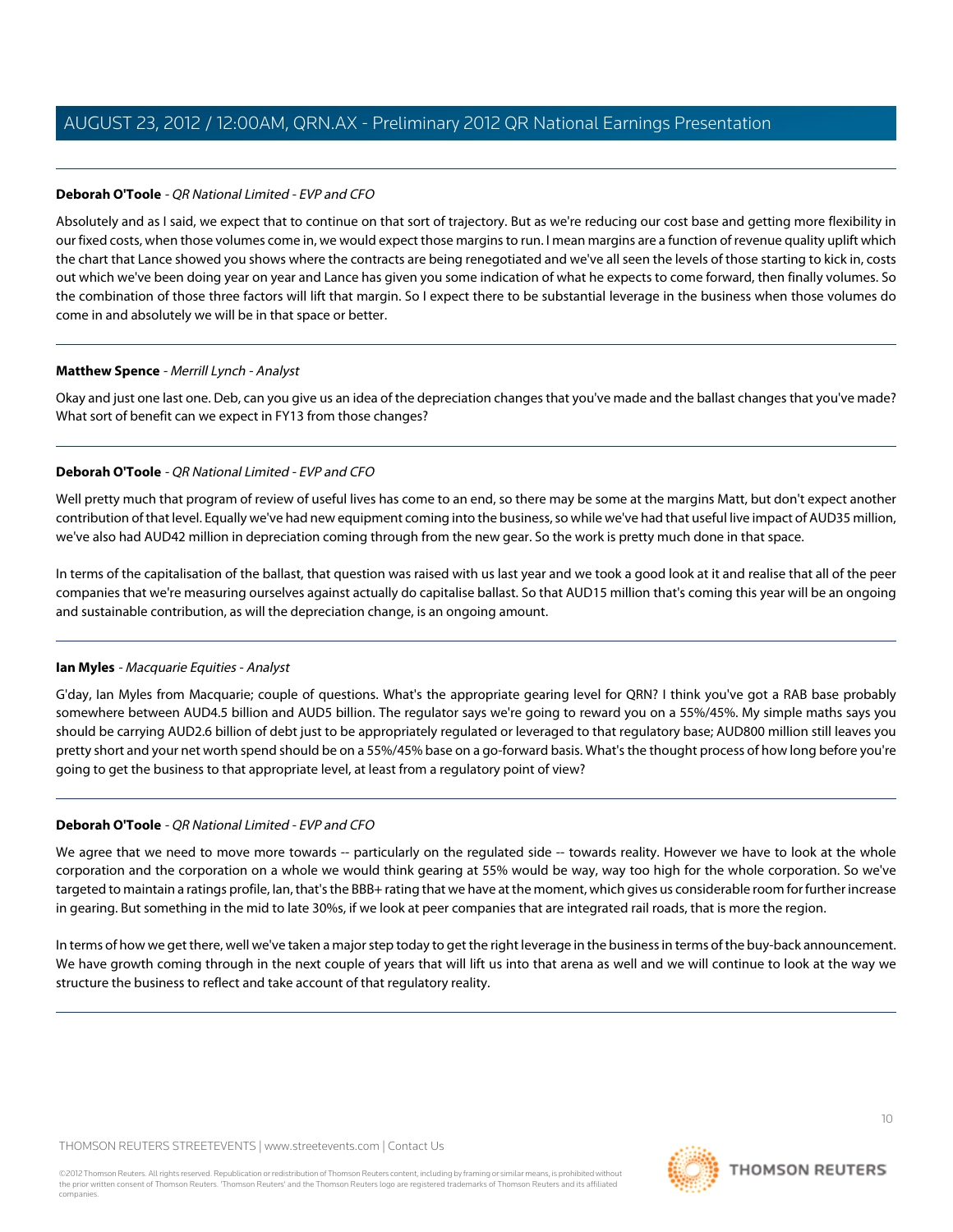**Deborah O'Toole** - *QR National Limited - EVP and CFO*

Absolutely and as I said, we expect that to continue on that sort of trajectory. But as we're reducing our cost base and getting more flexibility in our fixed costs, when those volumes come in, we would expect those margins to run. I mean margins are a function of revenue quality uplift which the chart that Lance showed you shows where the contracts are being renegotiated and we've all seen the levels of those starting to kick in, costs out which we've been doing year on year and Lance has given you some indication of what he expects to come forward, then finally volumes. So the combination of those three factors will lift that margin. So I expect there to be substantial leverage in the business when those volumes do come in and absolutely we will be in that space or better.

---

**Matthew Spence** - *Merrill Lynch - Analyst*

Okay and just one last one. Deb, can you give us an idea of the depreciation changes that you've made and the ballast changes that you've made? What sort of benefit can we expect in FY13 from those changes?

---

**Deborah O'Toole** - *QR National Limited - EVP and CFO*

Well pretty much that program of review of useful lives has come to an end, so there may be some at the margins Matt, but don't expect another contribution of that level. Equally we've had new equipment coming into the business, so while we've had that useful live impact of AUD35 million, we've also had AUD42 million in depreciation coming through from the new gear. So the work is pretty much done in that space.

In terms of the capitalisation of the ballast, that question was raised with us last year and we took a good look at it and realise that all of the peer companies that we're measuring ourselves against actually do capitalise ballast. So that AUD15 million that's coming this year will be an ongoing and sustainable contribution, as will the depreciation change, is an ongoing amount.

---

**Ian Myles** - *Macquarie Equities - Analyst*

G'day, Ian Myles from Macquarie; couple of questions. What's the appropriate gearing level for QRN? I think you've got a RAB base probably somewhere between AUD4.5 billion and AUD5 billion. The regulator says we're going to reward you on a 55%/45%. My simple maths says you should be carrying AUD2.6 billion of debt just to be appropriately regulated or leveraged to that regulatory base; AUD800 million still leaves you pretty short and your net worth spend should be on a 55%/45% base on a go-forward basis. What's the thought process of how long before you're going to get the business to that appropriate level, at least from a regulatory point of view?

---

**Deborah O'Toole** - *QR National Limited - EVP and CFO*

We agree that we need to move more towards -- particularly on the regulated side -- towards reality. However we have to look at the whole corporation and the corporation on a whole we would think gearing at 55% would be way, way too high for the whole corporation. So we've targeted to maintain a ratings profile, Ian, that's the BBB+ rating that we have at the moment, which gives us considerable room for further increase in gearing. But something in the mid to late 30%s, if we look at peer companies that are integrated rail roads, that is more the region.

In terms of how we get there, well we've taken a major step today to get the right leverage in the business in terms of the buy-back announcement. We have growth coming through in the next couple of years that will lift us into that arena as well and we will continue to look at the way we structure the business to reflect and take account of that regulatory reality.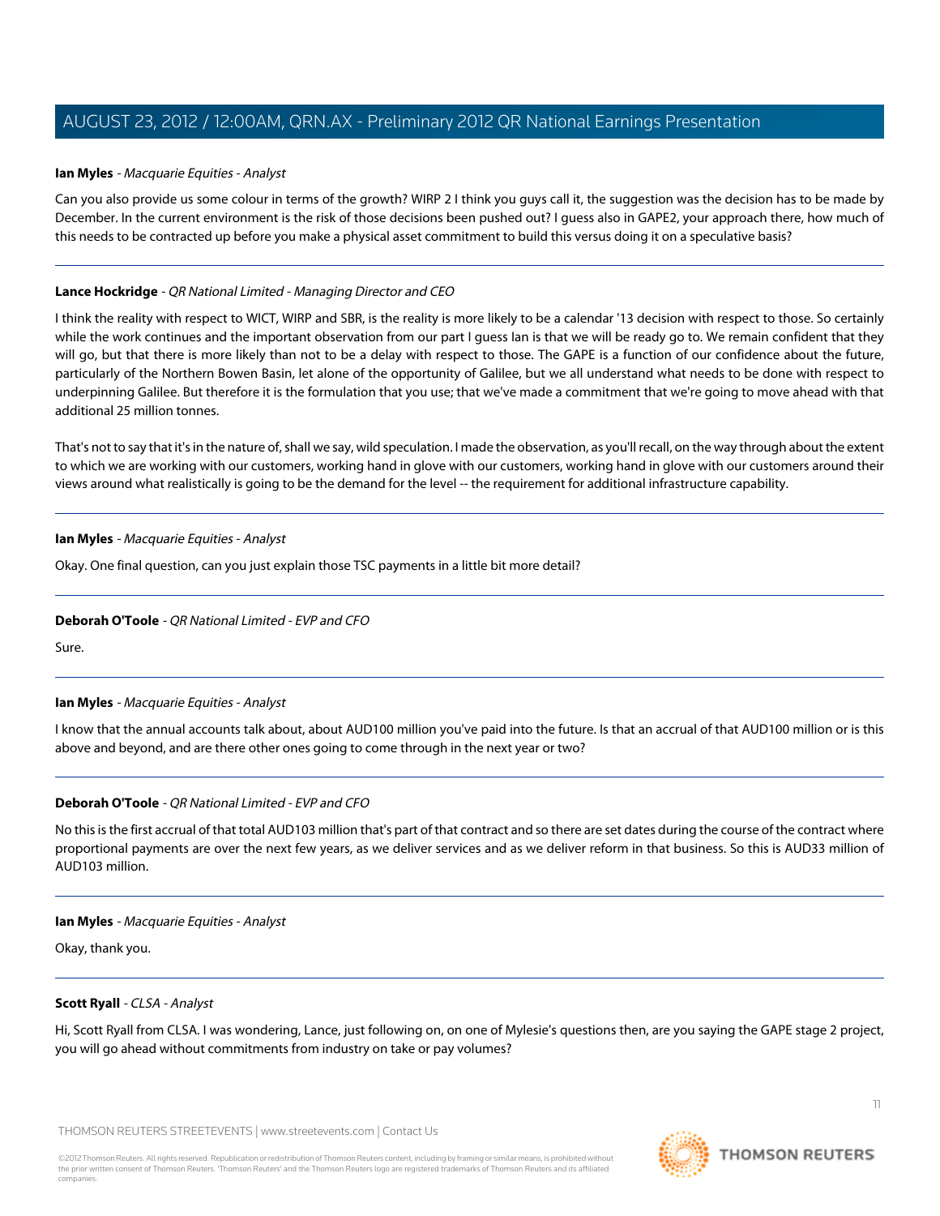**Ian Myles** - *Macquarie Equities - Analyst*

Can you also provide us some colour in terms of the growth? WIRP 2 I think you guys call it, the suggestion was the decision has to be made by December. In the current environment is the risk of those decisions been pushed out? I guess also in GAPE2, your approach there, how much of this needs to be contracted up before you make a physical asset commitment to build this versus doing it on a speculative basis?

---

**Lance Hockridge** - *QR National Limited - Managing Director and CEO*

I think the reality with respect to WICT, WIRP and SBR, is the reality is more likely to be a calendar '13 decision with respect to those. So certainly while the work continues and the important observation from our part I guess Ian is that we will be ready go to. We remain confident that they will go, but that there is more likely than not to be a delay with respect to those. The GAPE is a function of our confidence about the future, particularly of the Northern Bowen Basin, let alone of the opportunity of Galilee, but we all understand what needs to be done with respect to underpinning Galilee. But therefore it is the formulation that you use; that we've made a commitment that we're going to move ahead with that additional 25 million tonnes.

That's not to say that it's in the nature of, shall we say, wild speculation. I made the observation, as you'll recall, on the way through about the extent to which we are working with our customers, working hand in glove with our customers, working hand in glove with our customers around their views around what realistically is going to be the demand for the level -- the requirement for additional infrastructure capability.

---

**Ian Myles** - *Macquarie Equities - Analyst*

Okay. One final question, can you just explain those TSC payments in a little bit more detail?

---

**Deborah O'Toole** - *QR National Limited - EVP and CFO*

Sure.

---

**Ian Myles** - *Macquarie Equities - Analyst*

I know that the annual accounts talk about, about AUD100 million you've paid into the future. Is that an accrual of that AUD100 million or is this above and beyond, and are there other ones going to come through in the next year or two?

---

**Deborah O'Toole** - *QR National Limited - EVP and CFO*

No this is the first accrual of that total AUD103 million that's part of that contract and so there are set dates during the course of the contract where proportional payments are over the next few years, as we deliver services and as we deliver reform in that business. So this is AUD33 million of AUD103 million.

---

**Ian Myles** - *Macquarie Equities - Analyst*

Okay, thank you.

---

**Scott Ryall** - *CLSA - Analyst*

Hi, Scott Ryall from CLSA. I was wondering, Lance, just following on, on one of Mylesie's questions then, are you saying the GAPE stage 2 project, you will go ahead without commitments from industry on take or pay volumes?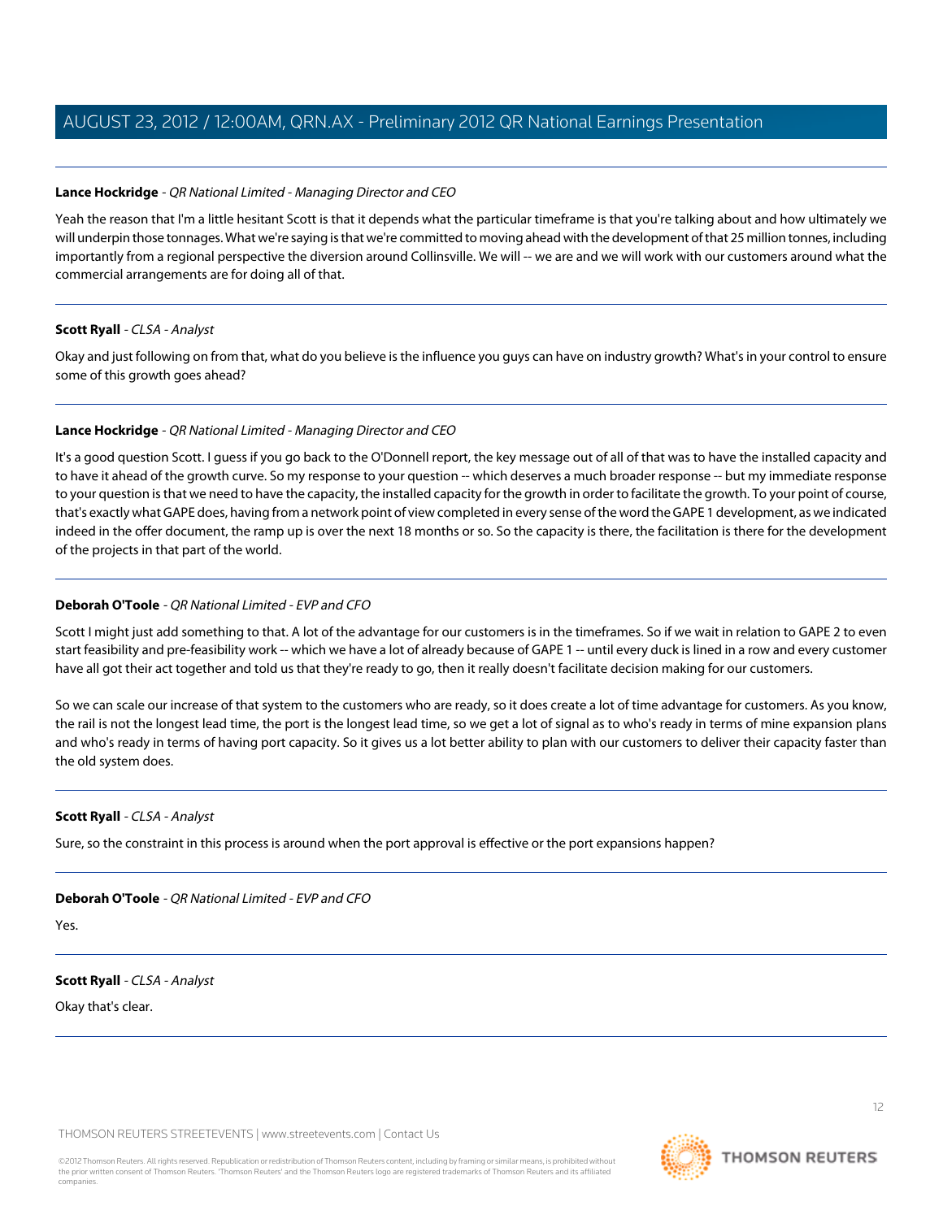**Lance Hockridge** - *QR National Limited - Managing Director and CEO*

Yeah the reason that I'm a little hesitant Scott is that it depends what the particular timeframe is that you're talking about and how ultimately we will underpin those tonnages. What we're saying is that we're committed to moving ahead with the development of that 25 million tonnes, including importantly from a regional perspective the diversion around Collinsville. We will -- we are and we will work with our customers around what the commercial arrangements are for doing all of that.

---

**Scott Ryall** - *CLSA - Analyst*

Okay and just following on from that, what do you believe is the influence you guys can have on industry growth? What's in your control to ensure some of this growth goes ahead?

---

**Lance Hockridge** - *QR National Limited - Managing Director and CEO*

It's a good question Scott. I guess if you go back to the O'Donnell report, the key message out of all of that was to have the installed capacity and to have it ahead of the growth curve. So my response to your question -- which deserves a much broader response -- but my immediate response to your question is that we need to have the capacity, the installed capacity for the growth in order to facilitate the growth. To your point of course, that's exactly what GAPE does, having from a network point of view completed in every sense of the word the GAPE 1 development, as we indicated indeed in the offer document, the ramp up is over the next 18 months or so. So the capacity is there, the facilitation is there for the development of the projects in that part of the world.

---

**Deborah O'Toole** - *QR National Limited - EVP and CFO*

Scott I might just add something to that. A lot of the advantage for our customers is in the timeframes. So if we wait in relation to GAPE 2 to even start feasibility and pre-feasibility work -- which we have a lot of already because of GAPE 1 -- until every duck is lined in a row and every customer have all got their act together and told us that they're ready to go, then it really doesn't facilitate decision making for our customers.

So we can scale our increase of that system to the customers who are ready, so it does create a lot of time advantage for customers. As you know, the rail is not the longest lead time, the port is the longest lead time, so we get a lot of signal as to who's ready in terms of mine expansion plans and who's ready in terms of having port capacity. So it gives us a lot better ability to plan with our customers to deliver their capacity faster than the old system does.

---

**Scott Ryall** - *CLSA - Analyst*

Sure, so the constraint in this process is around when the port approval is effective or the port expansions happen?

---

**Deborah O'Toole** - *QR National Limited - EVP and CFO*

Yes.

---

**Scott Ryall** - *CLSA - Analyst*

Okay that's clear.

---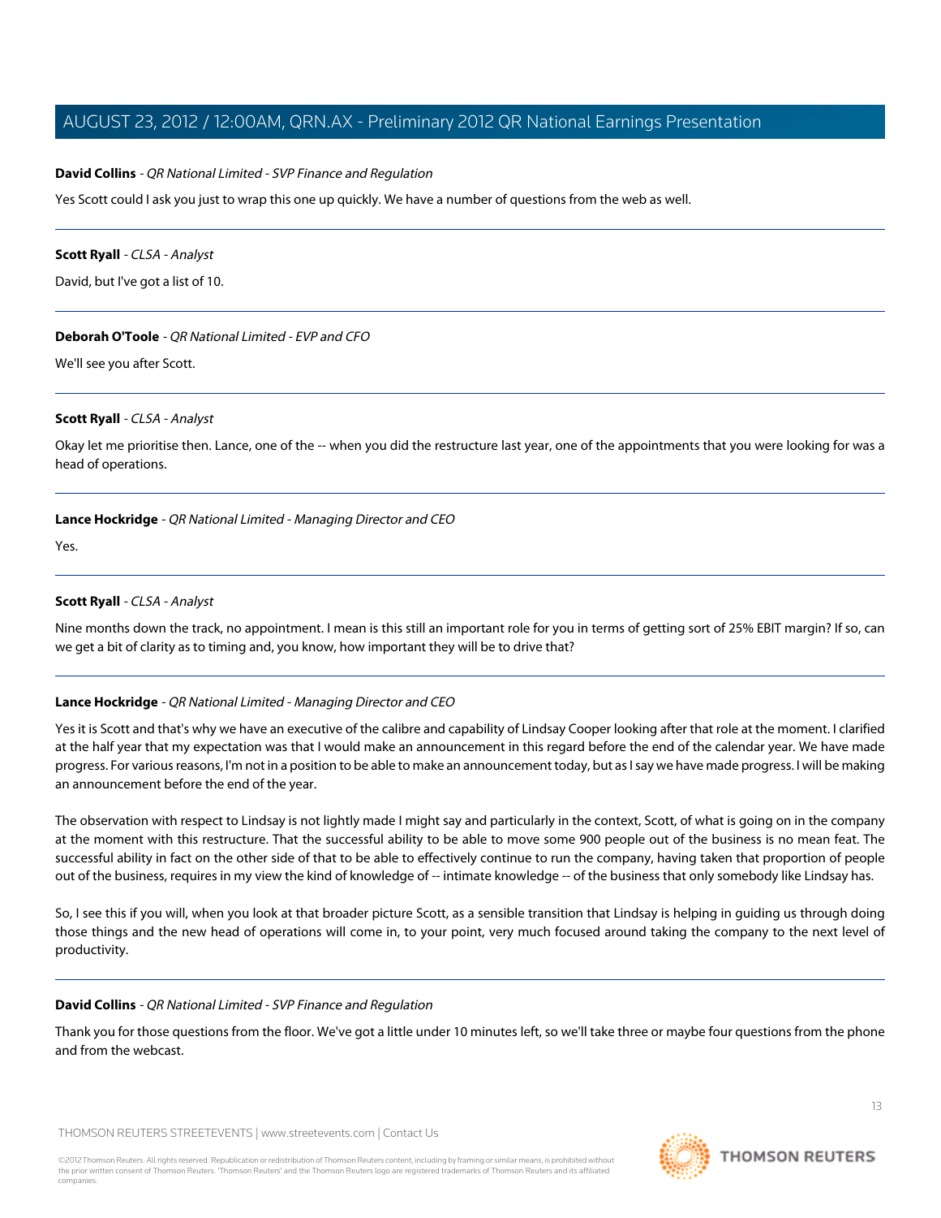**David Collins** - *QR National Limited - SVP Finance and Regulation*

Yes Scott could I ask you just to wrap this one up quickly. We have a number of questions from the web as well.

---

**Scott Ryall** - *CLSA - Analyst*

David, but I've got a list of 10.

---

**Deborah O'Toole** - *QR National Limited - EVP and CFO*

We'll see you after Scott.

---

**Scott Ryall** - *CLSA - Analyst*

Okay let me prioritise then. Lance, one of the -- when you did the restructure last year, one of the appointments that you were looking for was a head of operations.

---

**Lance Hockridge** - *QR National Limited - Managing Director and CEO*

Yes.

---

**Scott Ryall** - *CLSA - Analyst*

Nine months down the track, no appointment. I mean is this still an important role for you in terms of getting sort of 25% EBIT margin? If so, can we get a bit of clarity as to timing and, you know, how important they will be to drive that?

---

**Lance Hockridge** - *QR National Limited - Managing Director and CEO*

Yes it is Scott and that's why we have an executive of the calibre and capability of Lindsay Cooper looking after that role at the moment. I clarified at the half year that my expectation was that I would make an announcement in this regard before the end of the calendar year. We have made progress. For various reasons, I'm not in a position to be able to make an announcement today, but as I say we have made progress. I will be making an announcement before the end of the year.

The observation with respect to Lindsay is not lightly made I might say and particularly in the context, Scott, of what is going on in the company at the moment with this restructure. That the successful ability to be able to move some 900 people out of the business is no mean feat. The successful ability in fact on the other side of that to be able to effectively continue to run the company, having taken that proportion of people out of the business, requires in my view the kind of knowledge of -- intimate knowledge -- of the business that only somebody like Lindsay has.

So, I see this if you will, when you look at that broader picture Scott, as a sensible transition that Lindsay is helping in guiding us through doing those things and the new head of operations will come in, to your point, very much focused around taking the company to the next level of productivity.

---

**David Collins** - *QR National Limited - SVP Finance and Regulation*

Thank you for those questions from the floor. We've got a little under 10 minutes left, so we'll take three or maybe four questions from the phone and from the webcast.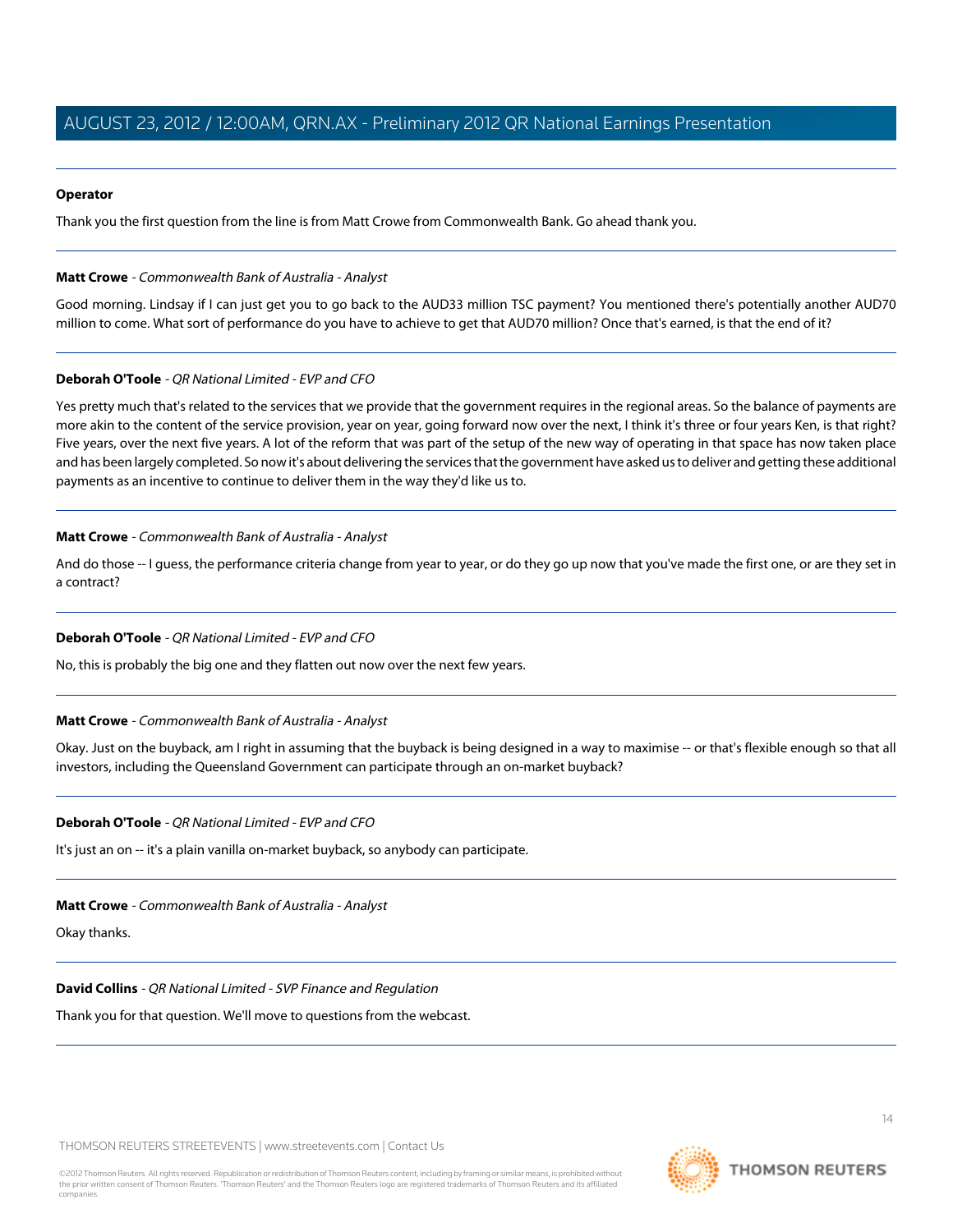**Operator**

Thank you the first question from the line is from Matt Crowe from Commonwealth Bank. Go ahead thank you.

---

**Matt Crowe** - *Commonwealth Bank of Australia - Analyst*

Good morning. Lindsay if I can just get you to go back to the AUD33 million TSC payment? You mentioned there's potentially another AUD70 million to come. What sort of performance do you have to achieve to get that AUD70 million? Once that's earned, is that the end of it?

---

**Deborah O'Toole** - *QR National Limited - EVP and CFO*

Yes pretty much that's related to the services that we provide that the government requires in the regional areas. So the balance of payments are more akin to the content of the service provision, year on year, going forward now over the next, I think it's three or four years Ken, is that right? Five years, over the next five years. A lot of the reform that was part of the setup of the new way of operating in that space has now taken place and has been largely completed. So now it's about delivering the services that the government have asked us to deliver and getting these additional payments as an incentive to continue to deliver them in the way they'd like us to.

---

**Matt Crowe** - *Commonwealth Bank of Australia - Analyst*

And do those -- I guess, the performance criteria change from year to year, or do they go up now that you've made the first one, or are they set in a contract?

---

**Deborah O'Toole** - *QR National Limited - EVP and CFO*

No, this is probably the big one and they flatten out now over the next few years.

---

**Matt Crowe** - *Commonwealth Bank of Australia - Analyst*

Okay. Just on the buyback, am I right in assuming that the buyback is being designed in a way to maximise -- or that's flexible enough so that all investors, including the Queensland Government can participate through an on-market buyback?

---

**Deborah O'Toole** - *QR National Limited - EVP and CFO*

It's just an on -- it's a plain vanilla on-market buyback, so anybody can participate.

---

**Matt Crowe** - *Commonwealth Bank of Australia - Analyst*

Okay thanks.

---

**David Collins** - *QR National Limited - SVP Finance and Regulation*

Thank you for that question. We'll move to questions from the webcast.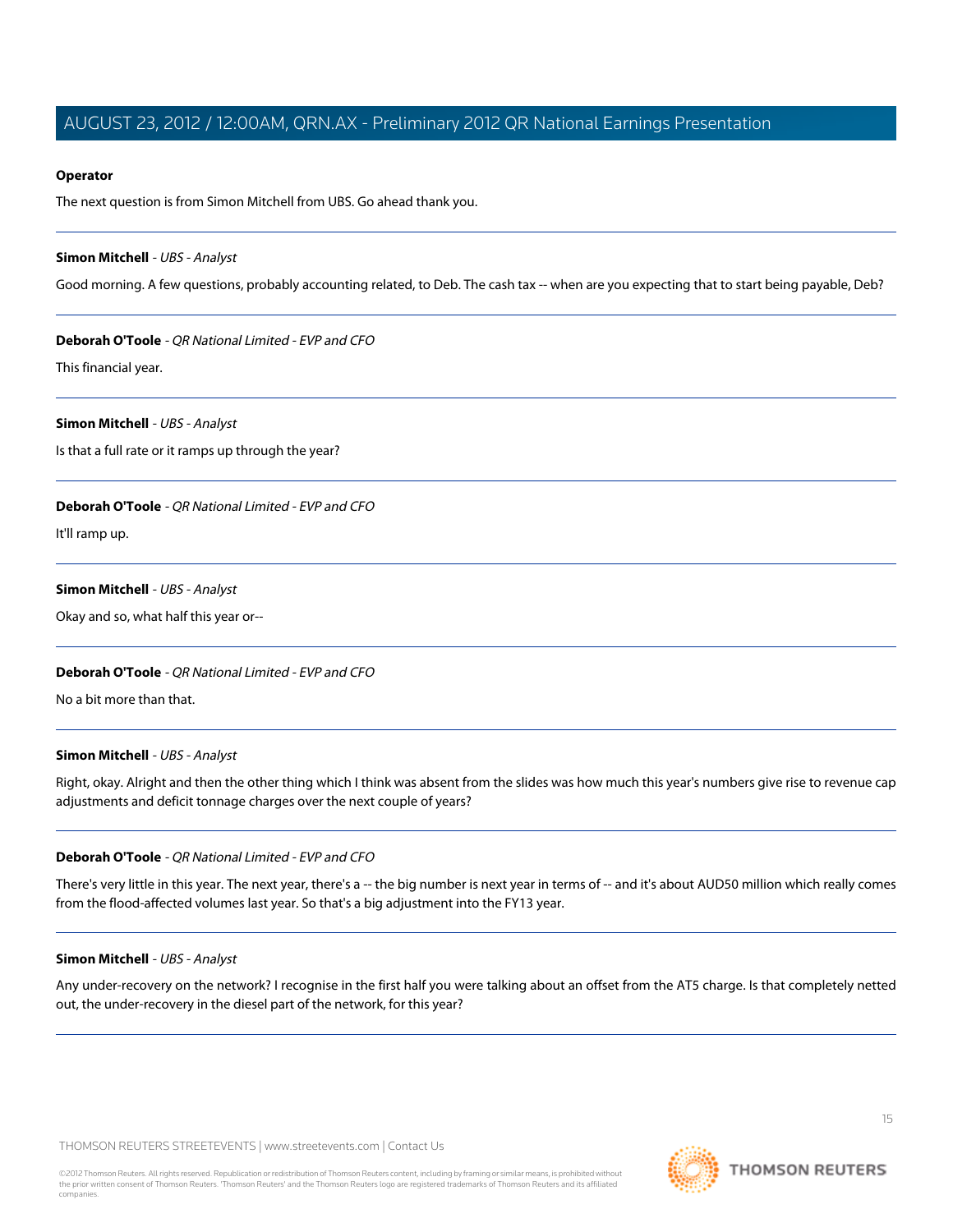**Operator**

The next question is from Simon Mitchell from UBS. Go ahead thank you.

---

**Simon Mitchell** - *UBS - Analyst*

Good morning. A few questions, probably accounting related, to Deb. The cash tax -- when are you expecting that to start being payable, Deb?

---

**Deborah O'Toole** - *QR National Limited - EVP and CFO*

This financial year.

---

**Simon Mitchell** - *UBS - Analyst*

Is that a full rate or it ramps up through the year?

---

**Deborah O'Toole** - *QR National Limited - EVP and CFO*

It'll ramp up.

---

**Simon Mitchell** - *UBS - Analyst*

Okay and so, what half this year or--

---

**Deborah O'Toole** - *QR National Limited - EVP and CFO*

No a bit more than that.

---

**Simon Mitchell** - *UBS - Analyst*

Right, okay. Alright and then the other thing which I think was absent from the slides was how much this year's numbers give rise to revenue cap adjustments and deficit tonnage charges over the next couple of years?

---

**Deborah O'Toole** - *QR National Limited - EVP and CFO*

There's very little in this year. The next year, there's a -- the big number is next year in terms of -- and it's about AUD50 million which really comes from the flood-affected volumes last year. So that's a big adjustment into the FY13 year.

---

**Simon Mitchell** - *UBS - Analyst*

Any under-recovery on the network? I recognise in the first half you were talking about an offset from the AT5 charge. Is that completely netted out, the under-recovery in the diesel part of the network, for this year?

---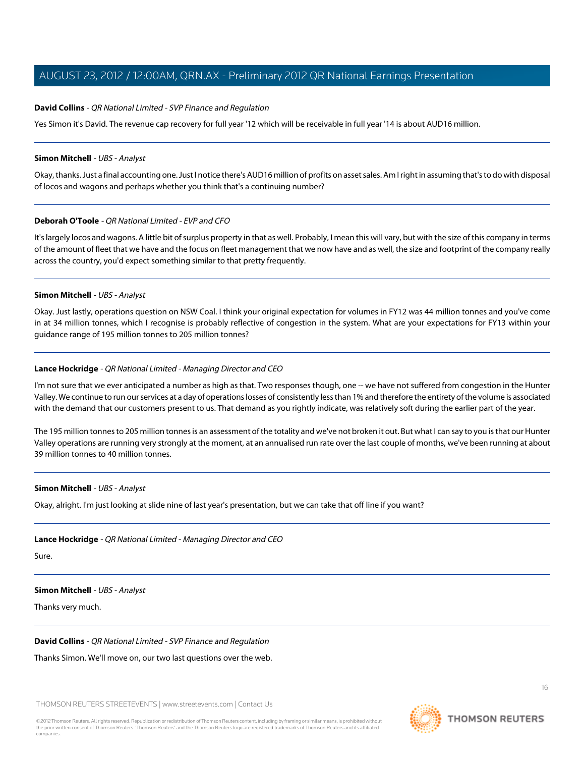**David Collins** - *QR National Limited - SVP Finance and Regulation*

Yes Simon it's David. The revenue cap recovery for full year '12 which will be receivable in full year '14 is about AUD16 million.

---

**Simon Mitchell** - *UBS - Analyst*

Okay, thanks. Just a final accounting one. Just I notice there's AUD16 million of profits on asset sales. Am I right in assuming that's to do with disposal of locos and wagons and perhaps whether you think that's a continuing number?

---

**Deborah O'Toole** - *QR National Limited - EVP and CFO*

It's largely locos and wagons. A little bit of surplus property in that as well. Probably, I mean this will vary, but with the size of this company in terms of the amount of fleet that we have and the focus on fleet management that we now have and as well, the size and footprint of the company really across the country, you'd expect something similar to that pretty frequently.

---

**Simon Mitchell** - *UBS - Analyst*

Okay. Just lastly, operations question on NSW Coal. I think your original expectation for volumes in FY12 was 44 million tonnes and you've come in at 34 million tonnes, which I recognise is probably reflective of congestion in the system. What are your expectations for FY13 within your guidance range of 195 million tonnes to 205 million tonnes?

---

**Lance Hockridge** - *QR National Limited - Managing Director and CEO*

I'm not sure that we ever anticipated a number as high as that. Two responses though, one -- we have not suffered from congestion in the Hunter Valley. We continue to run our services at a day of operations losses of consistently less than 1% and therefore the entirety of the volume is associated with the demand that our customers present to us. That demand as you rightly indicate, was relatively soft during the earlier part of the year.

The 195 million tonnes to 205 million tonnes is an assessment of the totality and we've not broken it out. But what I can say to you is that our Hunter Valley operations are running very strongly at the moment, at an annualised run rate over the last couple of months, we've been running at about 39 million tonnes to 40 million tonnes.

---

**Simon Mitchell** - *UBS - Analyst*

Okay, alright. I'm just looking at slide nine of last year's presentation, but we can take that off line if you want?

---

**Lance Hockridge** - *QR National Limited - Managing Director and CEO*

Sure.

---

**Simon Mitchell** - *UBS - Analyst*

Thanks very much.

---

**David Collins** - *QR National Limited - SVP Finance and Regulation*

Thanks Simon. We'll move on, our two last questions over the web.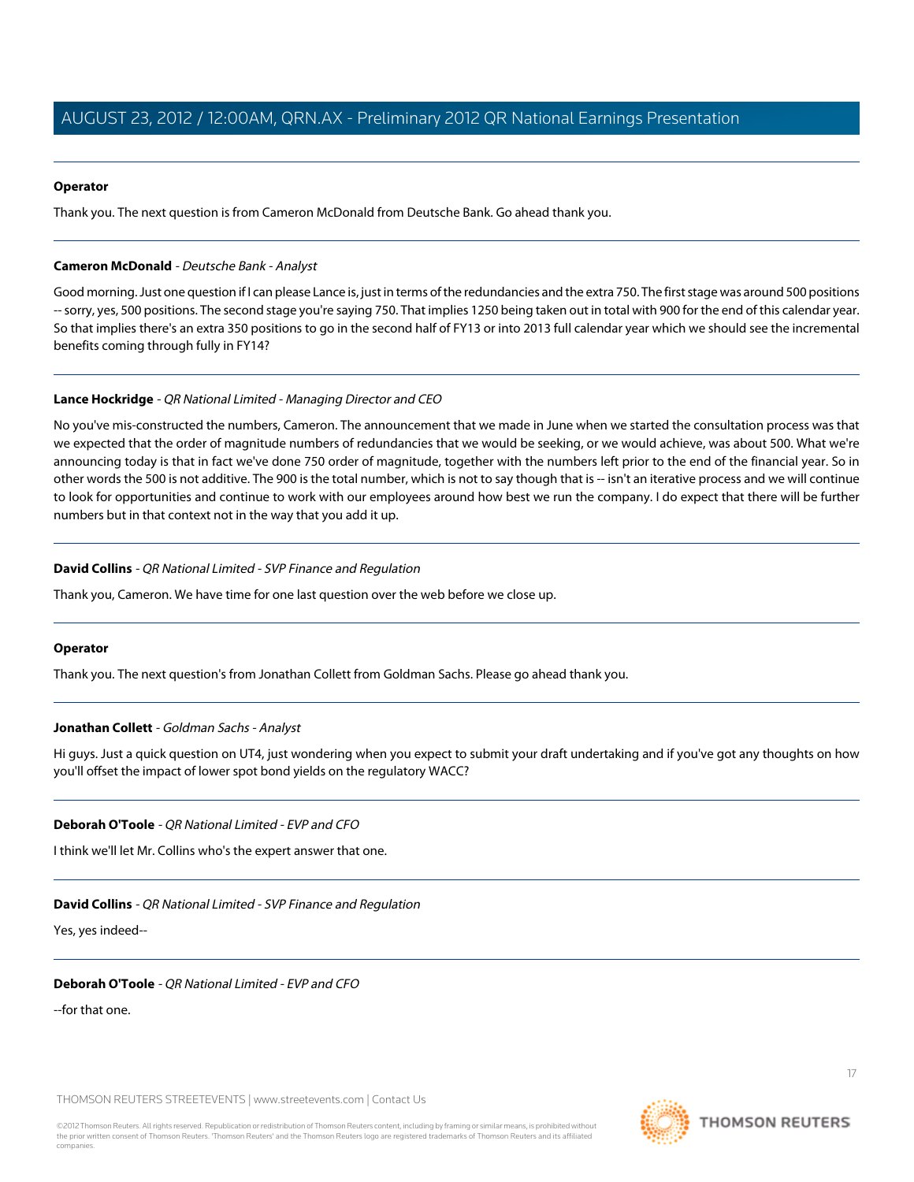**Operator**

Thank you. The next question is from Cameron McDonald from Deutsche Bank. Go ahead thank you.

---

**Cameron McDonald** - *Deutsche Bank - Analyst*

Good morning. Just one question if I can please Lance is, just in terms of the redundancies and the extra 750. The first stage was around 500 positions -- sorry, yes, 500 positions. The second stage you're saying 750. That implies 1250 being taken out in total with 900 for the end of this calendar year. So that implies there's an extra 350 positions to go in the second half of FY13 or into 2013 full calendar year which we should see the incremental benefits coming through fully in FY14?

---

**Lance Hockridge** - *QR National Limited - Managing Director and CEO*

No you've mis-constructed the numbers, Cameron. The announcement that we made in June when we started the consultation process was that we expected that the order of magnitude numbers of redundancies that we would be seeking, or we would achieve, was about 500. What we're announcing today is that in fact we've done 750 order of magnitude, together with the numbers left prior to the end of the financial year. So in other words the 500 is not additive. The 900 is the total number, which is not to say though that is -- isn't an iterative process and we will continue to look for opportunities and continue to work with our employees around how best we run the company. I do expect that there will be further numbers but in that context not in the way that you add it up.

---

**David Collins** - *QR National Limited - SVP Finance and Regulation*

Thank you, Cameron. We have time for one last question over the web before we close up.

---

**Operator**

Thank you. The next question's from Jonathan Collett from Goldman Sachs. Please go ahead thank you.

---

**Jonathan Collett** - *Goldman Sachs - Analyst*

Hi guys. Just a quick question on UT4, just wondering when you expect to submit your draft undertaking and if you've got any thoughts on how you'll offset the impact of lower spot bond yields on the regulatory WACC?

---

**Deborah O'Toole** - *QR National Limited - EVP and CFO*

I think we'll let Mr. Collins who's the expert answer that one.

---

**David Collins** - *QR National Limited - SVP Finance and Regulation*

Yes, yes indeed--

---

**Deborah O'Toole** - *QR National Limited - EVP and CFO*

--for that one.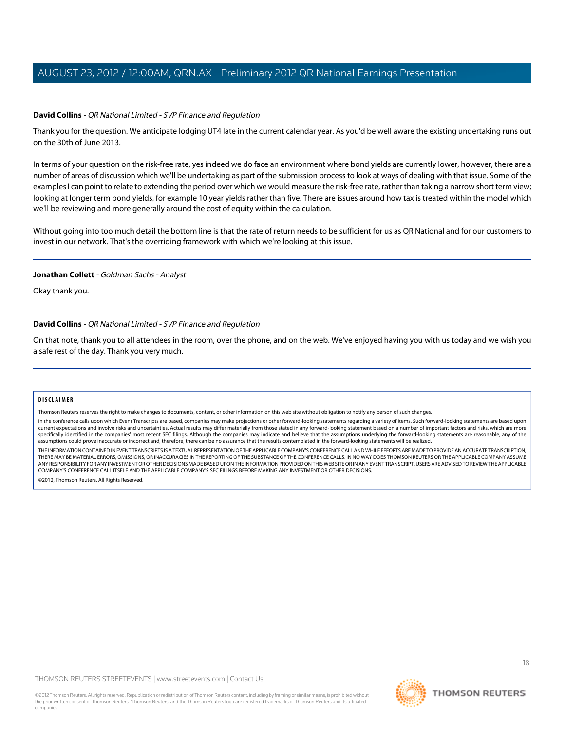**David Collins** - *QR National Limited - SVP Finance and Regulation*

Thank you for the question. We anticipate lodging UT4 late in the current calendar year. As you'd be well aware the existing undertaking runs out on the 30th of June 2013.

In terms of your question on the risk-free rate, yes indeed we do face an environment where bond yields are currently lower, however, there are a number of areas of discussion which we'll be undertaking as part of the submission process to look at ways of dealing with that issue. Some of the examples I can point to relate to extending the period over which we would measure the risk-free rate, rather than taking a narrow short term view; looking at longer term bond yields, for example 10 year yields rather than five. There are issues around how tax is treated within the model which we'll be reviewing and more generally around the cost of equity within the calculation.

Without going into too much detail the bottom line is that the rate of return needs to be sufficient for us as QR National and for our customers to invest in our network. That's the overriding framework with which we're looking at this issue.

---

**Jonathan Collett** - *Goldman Sachs - Analyst*

Okay thank you.

---

**David Collins** - *QR National Limited - SVP Finance and Regulation*

On that note, thank you to all attendees in the room, over the phone, and on the web. We've enjoyed having you with us today and we wish you a safe rest of the day. Thank you very much.

---

**DISCLAIMER**

Thomson Reuters reserves the right to make changes to documents, content, or other information on this web site without obligation to notify any person of such changes.

In the conference calls upon which Event Transcripts are based, companies may make projections or other forward-looking statements regarding a variety of items. Such forward-looking statements are based upon current expectations and involve risks and uncertainties. Actual results may differ materially from those stated in any forward-looking statement based on a number of important factors and risks, which are more specifically identified in the companies' most recent SEC filings. Although the companies may indicate and believe that the assumptions underlying the forward-looking statements are reasonable, any of the assumptions could prove inaccurate or incorrect and, therefore, there can be no assurance that the results contemplated in the forward-looking statements will be realized.

THE INFORMATION CONTAINED IN EVENT TRANSCRIPTS IS A TEXTUAL REPRESENTATION OF THE APPLICABLE COMPANY'S CONFERENCE CALL AND WHILE EFFORTS ARE MADE TO PROVIDE AN ACCURATE TRANSCRIPTION, THERE MAY BE MATERIAL ERRORS, OMISSIONS, OR INACCURACIES IN THE REPORTING OF THE SUBSTANCE OF THE CONFERENCE CALLS. IN NO WAY DOES THOMSON REUTERS OR THE APPLICABLE COMPANY ASSUME ANY RESPONSIBILITY FOR ANY INVESTMENT OR OTHER DECISIONS MADE BASED UPON THE INFORMATION PROVIDED ON THIS WEB SITE OR IN ANY EVENT TRANSCRIPT. USERS ARE ADVISED TO REVIEW THE APPLICABLE COMPANY'S CONFERENCE CALL ITSELF AND THE APPLICABLE COMPANY'S SEC FILINGS BEFORE MAKING ANY INVESTMENT OR OTHER DECISIONS.

©2012, Thomson Reuters. All Rights Reserved.